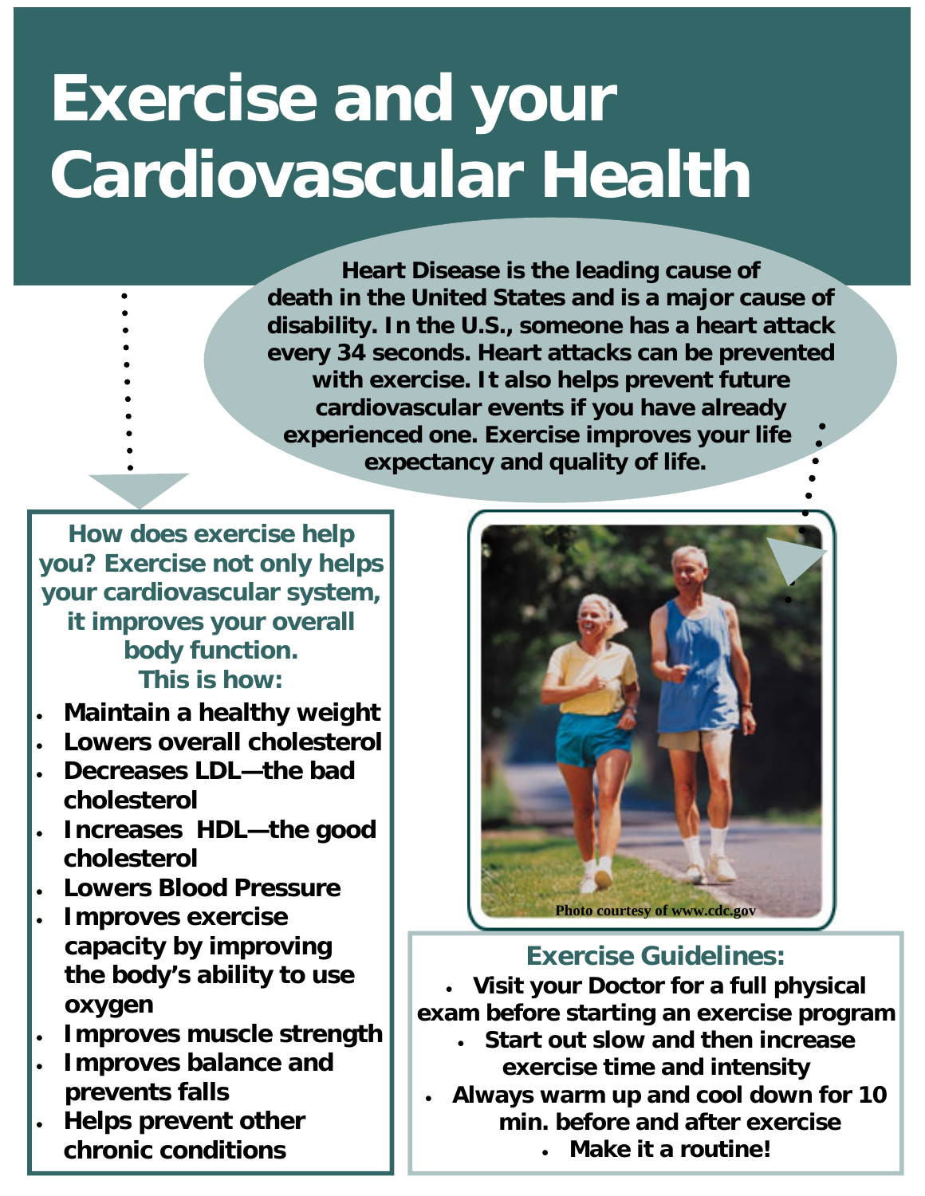# Exercise and your Cardiovascular Health

**Heart Disease is the leading cause of death in the United States and is a major cause of disability. In the U.S., someone has a heart attack every 34 seconds. Heart attacks can be prevented with exercise. It also helps prevent future cardiovascular events if you have already experienced one. Exercise improves your life expectancy and quality of life.**

**How does exercise help you? Exercise not only helps your cardiovascular system, it improves your overall body function. This is how:**

- **Maintain a healthy weight**
- **Lowers overall cholesterol**
- **Decreases LDL—the bad cholesterol**
- **Increases HDL—the good cholesterol**
- **Lowers Blood Pressure**
- **Improves exercise capacity by improving the body's ability to use oxygen**
- **Improves muscle strength**
- **Improves balance and prevents falls**
- **Helps prevent other chronic conditions**

Photo courtesy of www.cdc.gov

## Exercise Guidelines:

- **Visit your Doctor for a full physical exam before starting an exercise program**
- **Start out slow and then increase exercise time and intensity**
- **Always warm up and cool down for 10 min. before and after exercise**
- **Make it a routine!**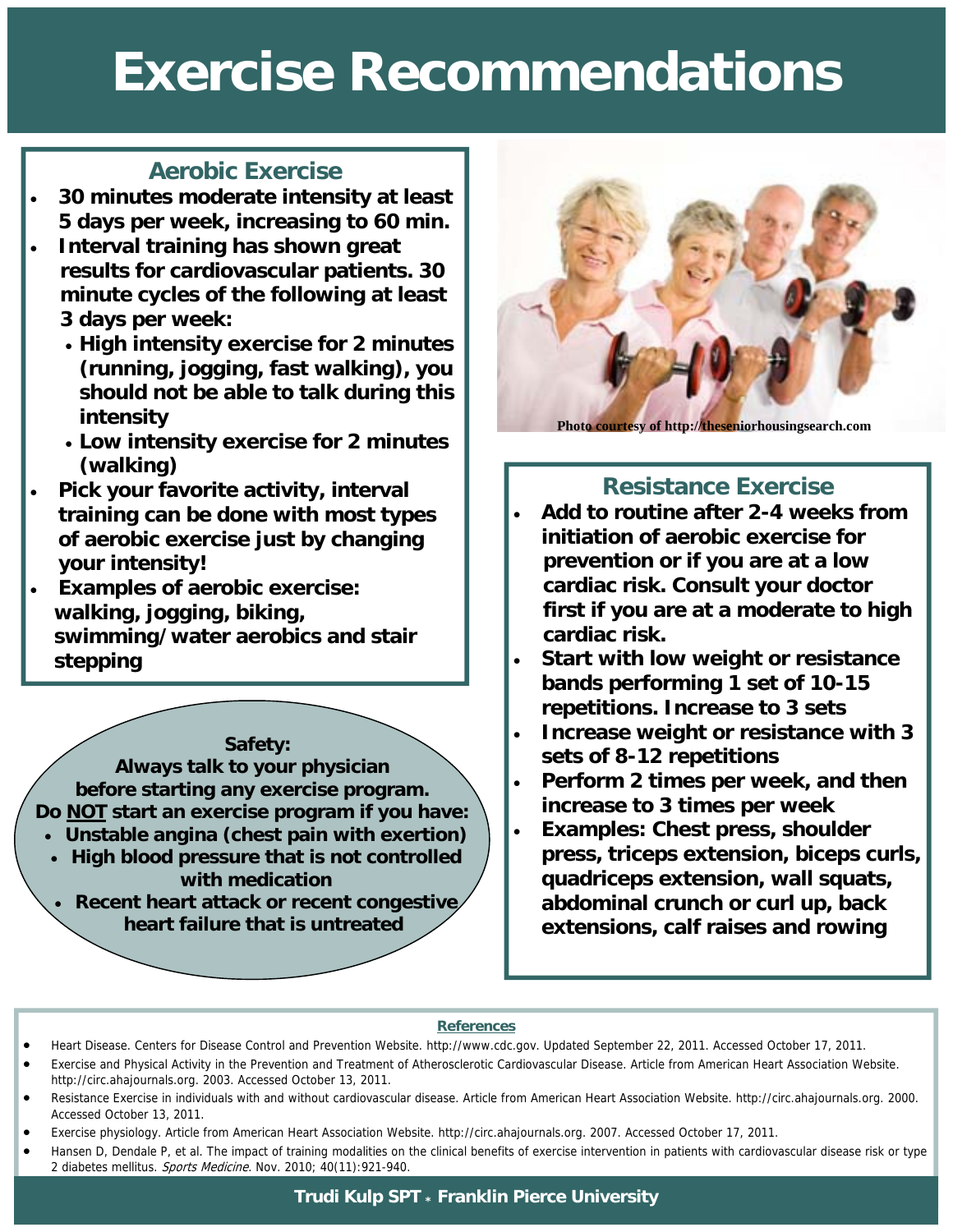# Exercise Recommendations

## Aerobic Exercise

- **30 minutes moderate intensity at least 5 days per week, increasing to 60 min.**
- **Interval training has shown great results for cardiovascular patients. 30 minute cycles of the following at least 3 days per week:**
  - **High intensity exercise for 2 minutes (running, jogging, fast walking), you should not be able to talk during this intensity**
  - **Low intensity exercise for 2 minutes (walking)**
- **Pick your favorite activity, interval training can be done with most types of aerobic exercise just by changing your intensity!**
- **Examples of aerobic exercise: walking, jogging, biking, swimming/water aerobics and stair stepping**

**Safety:**
**Always talk to your physician before starting any exercise program.**
**Do NOT start an exercise program if you have:**

- **Unstable angina (chest pain with exertion)**
- **High blood pressure that is not controlled with medication**
- **Recent heart attack or recent congestive heart failure that is untreated**

**Photo courtesy of http://theseniorhousingsearch.com**

## Resistance Exercise

- **Add to routine after 2-4 weeks from initiation of aerobic exercise for prevention or if you are at a low cardiac risk. Consult your doctor first if you are at a moderate to high cardiac risk.**
- **Start with low weight or resistance bands performing 1 set of 10-15 repetitions. Increase to 3 sets**
- **Increase weight or resistance with 3 sets of 8-12 repetitions**
- **Perform 2 times per week, and then increase to 3 times per week**
- **Examples: Chest press, shoulder press, triceps extension, biceps curls, quadriceps extension, wall squats, abdominal crunch or curl up, back extensions, calf raises and rowing**

### References

- Heart Disease. Centers for Disease Control and Prevention Website. http://www.cdc.gov. Updated September 22, 2011. Accessed October 17, 2011.
- Exercise and Physical Activity in the Prevention and Treatment of Atherosclerotic Cardiovascular Disease. Article from American Heart Association Website. http://circ.ahajournals.org. 2003. Accessed October 13, 2011.
- Resistance Exercise in individuals with and without cardiovascular disease. Article from American Heart Association Website. http://circ.ahajournals.org. 2000. Accessed October 13, 2011.
- Exercise physiology. Article from American Heart Association Website. http://circ.ahajournals.org. 2007. Accessed October 17, 2011.
- Hansen D, Dendale P, et al. The impact of training modalities on the clinical benefits of exercise intervention in patients with cardiovascular disease risk or type 2 diabetes mellitus. *Sports Medicine*. Nov. 2010; 40(11):921-940.

**Trudi Kulp SPT * Franklin Pierce University**